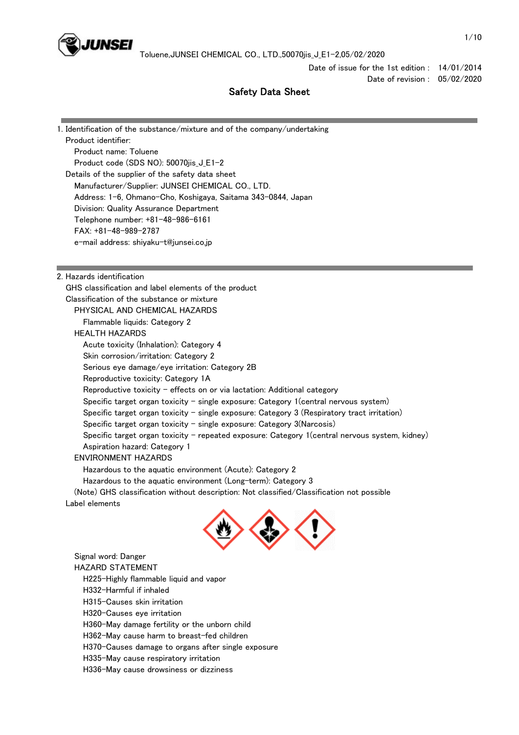Date of issue for the 1st edition : 14/01/2014
Date of revision : 05/02/2020

# Safety Data Sheet

## 1. Identification of the substance/mixture and of the company/undertaking

Product identifier:

Product name: Toluene

Product code (SDS NO): 50070jis_J_E1-2

Details of the supplier of the safety data sheet

Manufacturer/Supplier: JUNSEI CHEMICAL CO., LTD.

Address: 1-6, Ohmano-Cho, Koshigaya, Saitama 343-0844, Japan

Division: Quality Assurance Department

Telephone number: +81-48-986-6161

FAX: +81-48-989-2787

e-mail address: shiyaku-t@junsei.co.jp

## 2. Hazards identification

GHS classification and label elements of the product

Classification of the substance or mixture

PHYSICAL AND CHEMICAL HAZARDS

- Flammable liquids: Category 2

HEALTH HAZARDS

- Acute toxicity (Inhalation): Category 4
- Skin corrosion/irritation: Category 2
- Serious eye damage/eye irritation: Category 2B
- Reproductive toxicity: Category 1A
- Reproductive toxicity - effects on or via lactation: Additional category
- Specific target organ toxicity - single exposure: Category 1(central nervous system)
- Specific target organ toxicity - single exposure: Category 3 (Respiratory tract irritation)
- Specific target organ toxicity - single exposure: Category 3(Narcosis)
- Specific target organ toxicity - repeated exposure: Category 1(central nervous system, kidney)
- Aspiration hazard: Category 1

ENVIRONMENT HAZARDS

- Hazardous to the aquatic environment (Acute): Category 2
- Hazardous to the aquatic environment (Long-term): Category 3

(Note) GHS classification without description: Not classified/Classification not possible

Label elements

Signal word: Danger

HAZARD STATEMENT

- H225-Highly flammable liquid and vapor
- H332-Harmful if inhaled
- H315-Causes skin irritation
- H320-Causes eye irritation
- H360-May damage fertility or the unborn child
- H362-May cause harm to breast-fed children
- H370-Causes damage to organs after single exposure
- H335-May cause respiratory irritation
- H336-May cause drowsiness or dizziness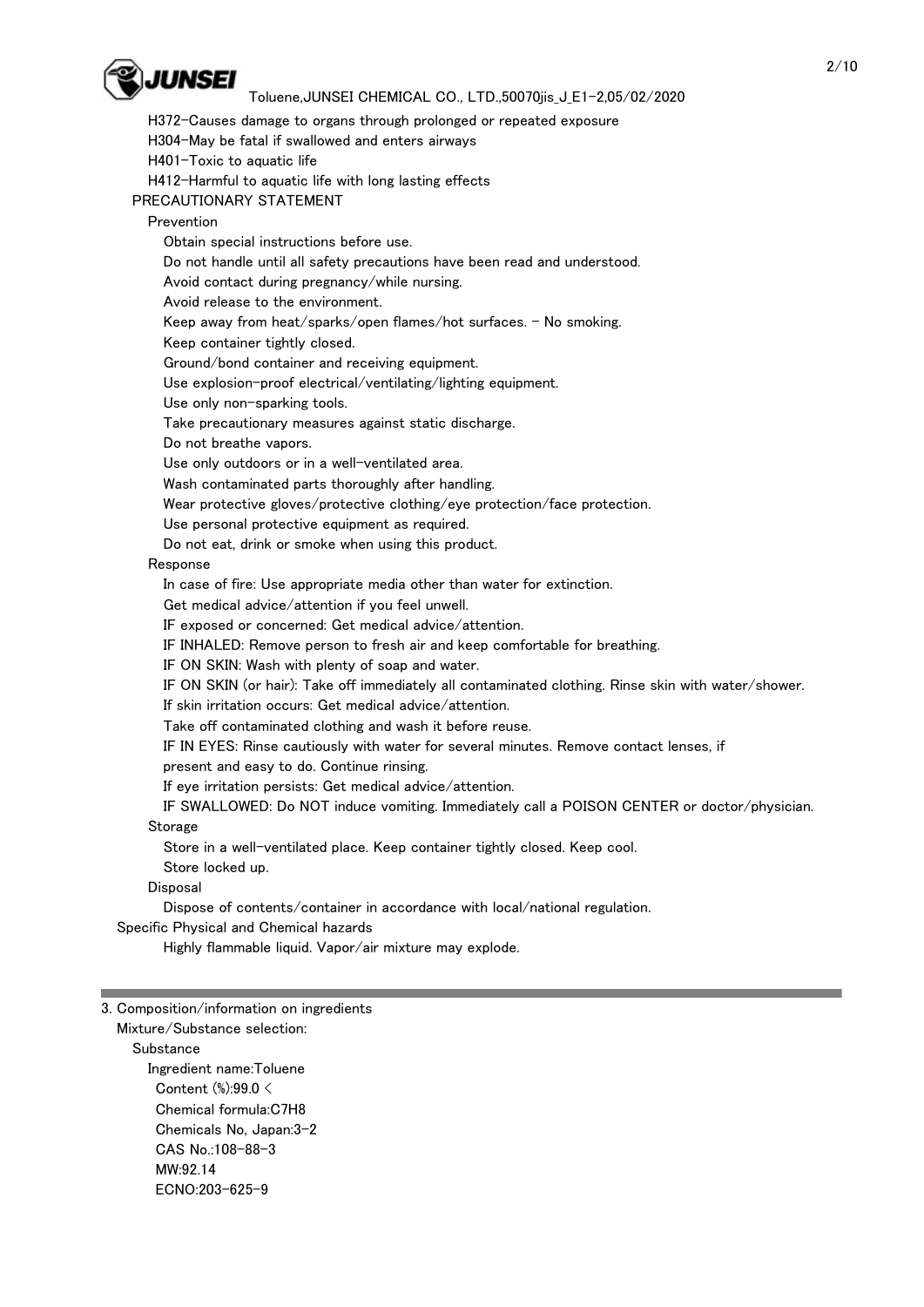H372-Causes damage to organs through prolonged or repeated exposure
H304-May be fatal if swallowed and enters airways
H401-Toxic to aquatic life
H412-Harmful to aquatic life with long lasting effects

PRECAUTIONARY STATEMENT

Prevention

Obtain special instructions before use.
Do not handle until all safety precautions have been read and understood.
Avoid contact during pregnancy/while nursing.
Avoid release to the environment.
Keep away from heat/sparks/open flames/hot surfaces. - No smoking.
Keep container tightly closed.
Ground/bond container and receiving equipment.
Use explosion-proof electrical/ventilating/lighting equipment.
Use only non-sparking tools.
Take precautionary measures against static discharge.
Do not breathe vapors.
Use only outdoors or in a well-ventilated area.
Wash contaminated parts thoroughly after handling.
Wear protective gloves/protective clothing/eye protection/face protection.
Use personal protective equipment as required.
Do not eat, drink or smoke when using this product.

Response

In case of fire: Use appropriate media other than water for extinction.
Get medical advice/attention if you feel unwell.
IF exposed or concerned: Get medical advice/attention.
IF INHALED: Remove person to fresh air and keep comfortable for breathing.
IF ON SKIN: Wash with plenty of soap and water.
IF ON SKIN (or hair): Take off immediately all contaminated clothing. Rinse skin with water/shower.
If skin irritation occurs: Get medical advice/attention.
Take off contaminated clothing and wash it before reuse.
IF IN EYES: Rinse cautiously with water for several minutes. Remove contact lenses, if present and easy to do. Continue rinsing.
If eye irritation persists: Get medical advice/attention.
IF SWALLOWED: Do NOT induce vomiting. Immediately call a POISON CENTER or doctor/physician.

Storage

Store in a well-ventilated place. Keep container tightly closed. Keep cool.
Store locked up.

Disposal

Dispose of contents/container in accordance with local/national regulation.

Specific Physical and Chemical hazards

Highly flammable liquid. Vapor/air mixture may explode.

---

3. Composition/information on ingredients

Mixture/Substance selection:

Substance

Ingredient name:Toluene
Content (%):99.0 <
Chemical formula:$C_7H_8$
Chemicals No, Japan:3-2
CAS No.:108-88-3
MW:92.14
ECNO:203-625-9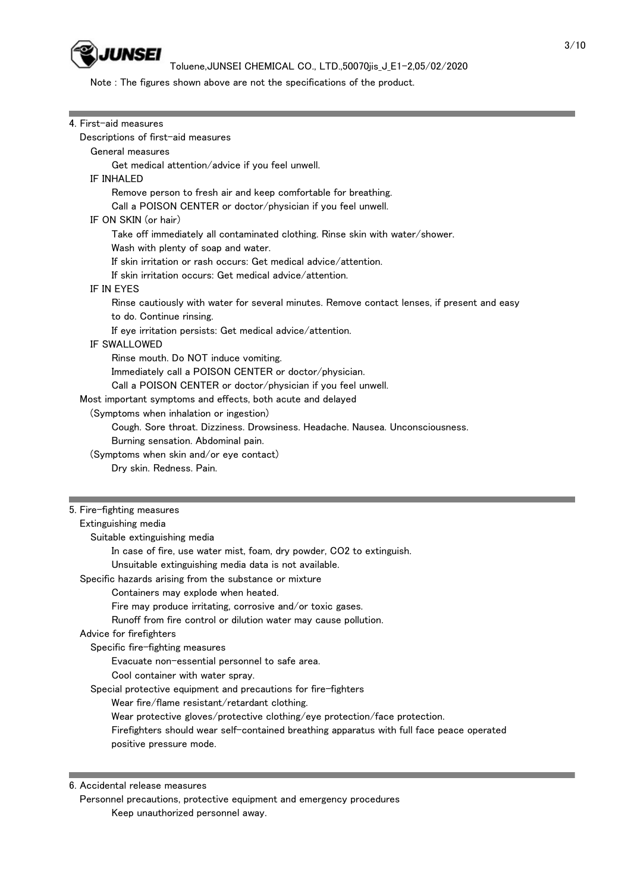Note : The figures shown above are not the specifications of the product.

## 4. First-aid measures

Descriptions of first-aid measures

General measures

Get medical attention/advice if you feel unwell.

IF INHALED

Remove person to fresh air and keep comfortable for breathing.
Call a POISON CENTER or doctor/physician if you feel unwell.

IF ON SKIN (or hair)

Take off immediately all contaminated clothing. Rinse skin with water/shower.
Wash with plenty of soap and water.
If skin irritation or rash occurs: Get medical advice/attention.
If skin irritation occurs: Get medical advice/attention.

IF IN EYES

Rinse cautiously with water for several minutes. Remove contact lenses, if present and easy to do. Continue rinsing.
If eye irritation persists: Get medical advice/attention.

IF SWALLOWED

Rinse mouth. Do NOT induce vomiting.
Immediately call a POISON CENTER or doctor/physician.
Call a POISON CENTER or doctor/physician if you feel unwell.

Most important symptoms and effects, both acute and delayed

(Symptoms when inhalation or ingestion)

Cough. Sore throat. Dizziness. Drowsiness. Headache. Nausea. Unconsciousness.
Burning sensation. Abdominal pain.

(Symptoms when skin and/or eye contact)

Dry skin. Redness. Pain.

## 5. Fire-fighting measures

Extinguishing media

Suitable extinguishing media

In case of fire, use water mist, foam, dry powder, $CO_2$ to extinguish.
Unsuitable extinguishing media data is not available.

Specific hazards arising from the substance or mixture

Containers may explode when heated.
Fire may produce irritating, corrosive and/or toxic gases.
Runoff from fire control or dilution water may cause pollution.

Advice for firefighters

Specific fire-fighting measures

Evacuate non-essential personnel to safe area.
Cool container with water spray.

Special protective equipment and precautions for fire-fighters

Wear fire/flame resistant/retardant clothing.
Wear protective gloves/protective clothing/eye protection/face protection.
Firefighters should wear self-contained breathing apparatus with full face peace operated positive pressure mode.

## 6. Accidental release measures

Personnel precautions, protective equipment and emergency procedures

Keep unauthorized personnel away.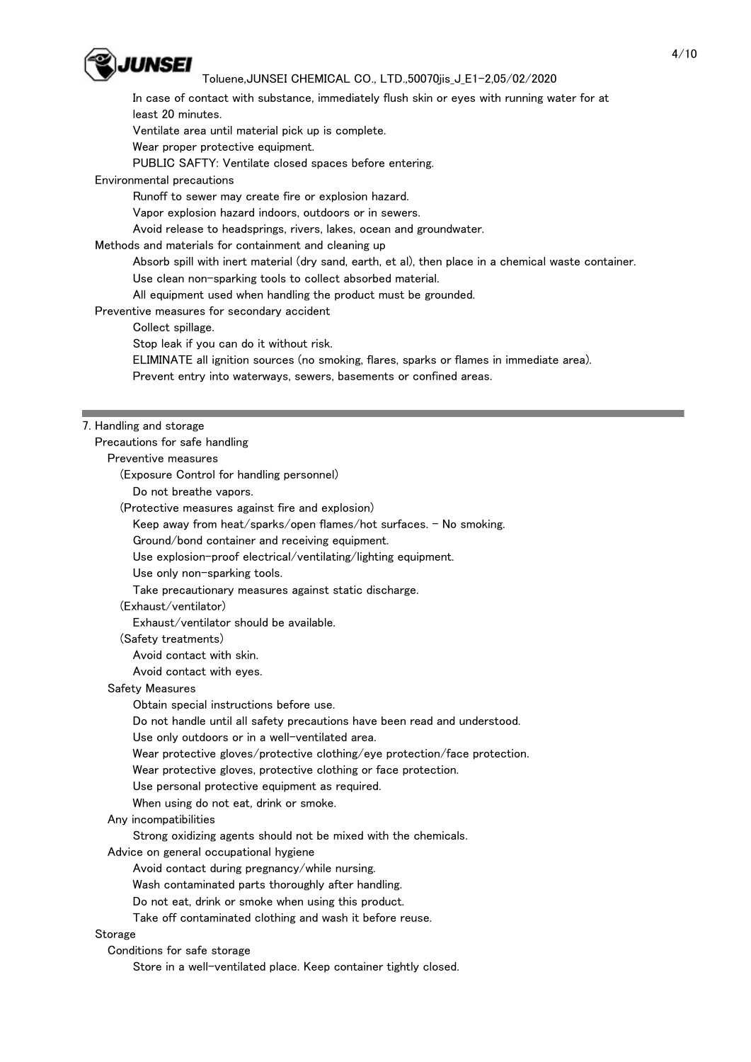In case of contact with substance, immediately flush skin or eyes with running water for at least 20 minutes.

Ventilate area until material pick up is complete.

Wear proper protective equipment.

PUBLIC SAFTY: Ventilate closed spaces before entering.

Environmental precautions

Runoff to sewer may create fire or explosion hazard.

Vapor explosion hazard indoors, outdoors or in sewers.

Avoid release to headsprings, rivers, lakes, ocean and groundwater.

Methods and materials for containment and cleaning up

Absorb spill with inert material (dry sand, earth, et al), then place in a chemical waste container.

Use clean non-sparking tools to collect absorbed material.

All equipment used when handling the product must be grounded.

Preventive measures for secondary accident

Collect spillage.

Stop leak if you can do it without risk.

ELIMINATE all ignition sources (no smoking, flares, sparks or flames in immediate area).

Prevent entry into waterways, sewers, basements or confined areas.

---

## 7. Handling and storage

Precautions for safe handling

Preventive measures

(Exposure Control for handling personnel)

Do not breathe vapors.

(Protective measures against fire and explosion)

Keep away from heat/sparks/open flames/hot surfaces. - No smoking.

Ground/bond container and receiving equipment.

Use explosion-proof electrical/ventilating/lighting equipment.

Use only non-sparking tools.

Take precautionary measures against static discharge.

(Exhaust/ventilator)

Exhaust/ventilator should be available.

(Safety treatments)

Avoid contact with skin.

Avoid contact with eyes.

Safety Measures

Obtain special instructions before use.

Do not handle until all safety precautions have been read and understood.

Use only outdoors or in a well-ventilated area.

Wear protective gloves/protective clothing/eye protection/face protection.

Wear protective gloves, protective clothing or face protection.

Use personal protective equipment as required.

When using do not eat, drink or smoke.

Any incompatibilities

Strong oxidizing agents should not be mixed with the chemicals.

Advice on general occupational hygiene

Avoid contact during pregnancy/while nursing.

Wash contaminated parts thoroughly after handling.

Do not eat, drink or smoke when using this product.

Take off contaminated clothing and wash it before reuse.

Storage

Conditions for safe storage

Store in a well-ventilated place. Keep container tightly closed.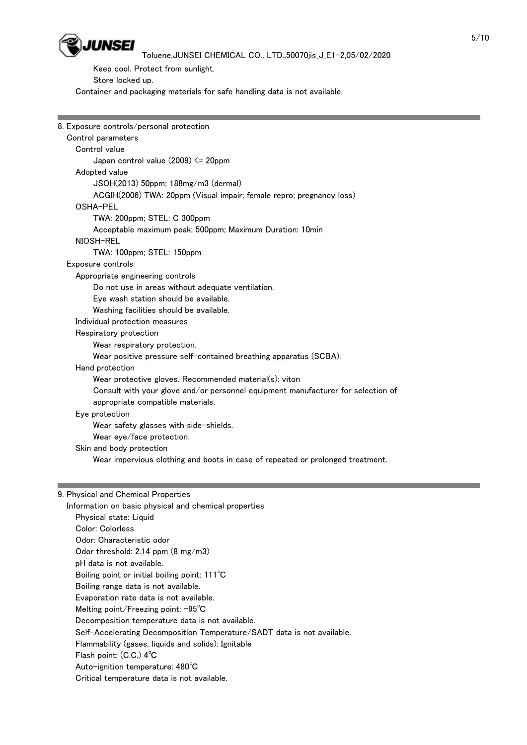Keep cool. Protect from sunlight.

Store locked up.

Container and packaging materials for safe handling data is not available.

## 8. Exposure controls/personal protection

### Control parameters

#### Control value

Japan control value (2009) <= 20ppm

#### Adopted value

JSOH(2013) 50ppm; 188mg/m3 (dermal)

ACGIH(2006) TWA: 20ppm (Visual impair; female repro; pregnancy loss)

#### OSHA-PEL

TWA: 200ppm; STEL: C 300ppm

Acceptable maximum peak: 500ppm; Maximum Duration: 10min

#### NIOSH-REL

TWA: 100ppm; STEL: 150ppm

### Exposure controls

#### Appropriate engineering controls

Do not use in areas without adequate ventilation.

Eye wash station should be available.

Washing facilities should be available.

#### Individual protection measures

#### Respiratory protection

Wear respiratory protection.

Wear positive pressure self-contained breathing apparatus (SCBA).

#### Hand protection

Wear protective gloves. Recommended material(s): viton

Consult with your glove and/or personnel equipment manufacturer for selection of appropriate compatible materials.

#### Eye protection

Wear safety glasses with side-shields.

Wear eye/face protection.

#### Skin and body protection

Wear impervious clothing and boots in case of repeated or prolonged treatment.

## 9. Physical and Chemical Properties

### Information on basic physical and chemical properties

Physical state: Liquid

Color: Colorless

Odor: Characteristic odor

Odor threshold: 2.14 ppm (8 mg/m3)

pH data is not available.

Boiling point or initial boiling point: 111℃

Boiling range data is not available.

Evaporation rate data is not available.

Melting point/Freezing point: -95℃

Decomposition temperature data is not available.

Self-Accelerating Decomposition Temperature/SADT data is not available.

Flammability (gases, liquids and solids): Ignitable

Flash point: (C.C.) 4℃

Auto-ignition temperature: 480℃

Critical temperature data is not available.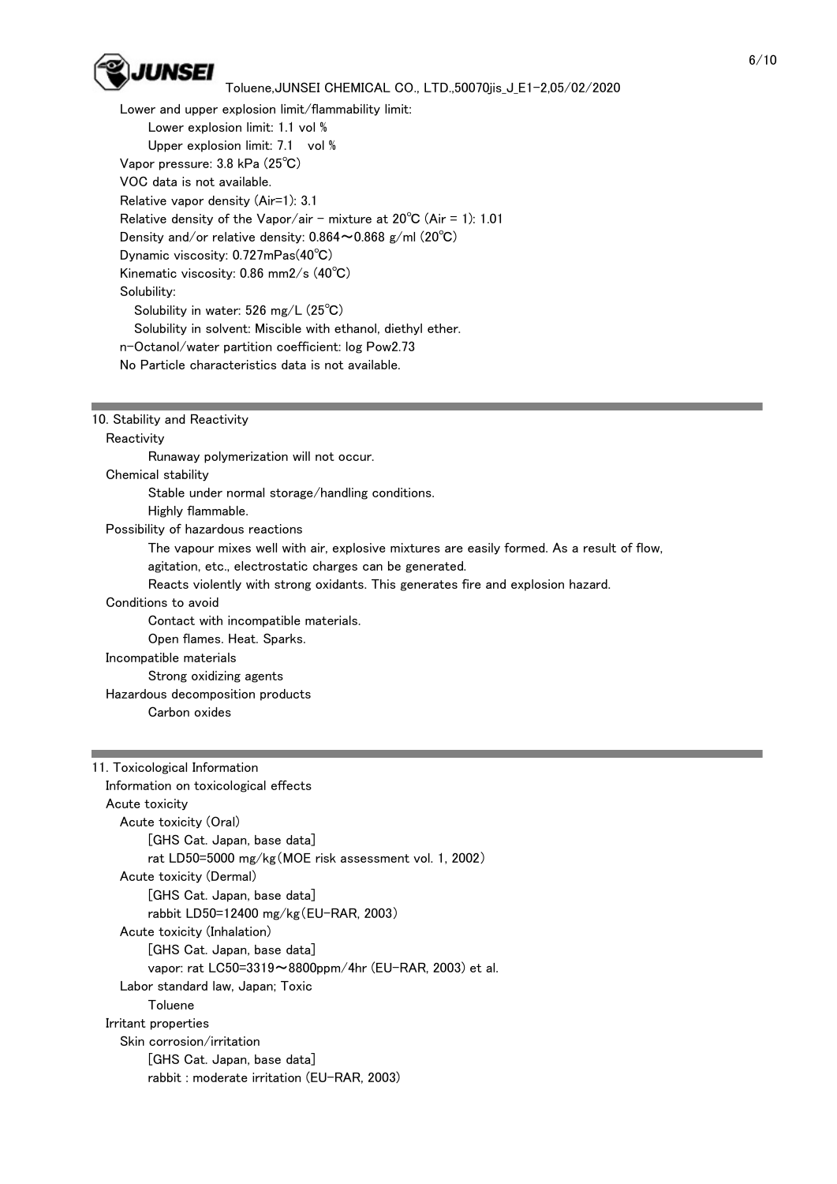Lower and upper explosion limit/flammability limit:

- Lower explosion limit: 1.1 vol %
- Upper explosion limit: 7.1 vol %

Vapor pressure: 3.8 kPa (25℃)

VOC data is not available.

Relative vapor density (Air=1): 3.1

Relative density of the Vapor/air - mixture at 20℃ (Air = 1): 1.01

Density and/or relative density: 0.864～0.868 g/ml (20℃)

Dynamic viscosity: 0.727mPas(40℃)

Kinematic viscosity: 0.86 mm2/s (40℃)

Solubility:

- Solubility in water: 526 mg/L (25℃)
- Solubility in solvent: Miscible with ethanol, diethyl ether.

n-Octanol/water partition coefficient: log Pow2.73

No Particle characteristics data is not available.

## 10. Stability and Reactivity

**Reactivity**

Runaway polymerization will not occur.

**Chemical stability**

Stable under normal storage/handling conditions.

Highly flammable.

**Possibility of hazardous reactions**

The vapour mixes well with air, explosive mixtures are easily formed. As a result of flow, agitation, etc., electrostatic charges can be generated.

Reacts violently with strong oxidants. This generates fire and explosion hazard.

**Conditions to avoid**

Contact with incompatible materials.

Open flames. Heat. Sparks.

**Incompatible materials**

Strong oxidizing agents

**Hazardous decomposition products**

Carbon oxides

## 11. Toxicological Information

**Information on toxicological effects**

**Acute toxicity**

Acute toxicity (Oral)

[GHS Cat. Japan, base data]

rat LD50=5000 mg/kg(MOE risk assessment vol. 1, 2002)

Acute toxicity (Dermal)

[GHS Cat. Japan, base data]

rabbit LD50=12400 mg/kg(EU-RAR, 2003)

Acute toxicity (Inhalation)

[GHS Cat. Japan, base data]

vapor: rat LC50=3319～8800ppm/4hr (EU-RAR, 2003) et al.

Labor standard law, Japan; Toxic

Toluene

**Irritant properties**

Skin corrosion/irritation

[GHS Cat. Japan, base data]

rabbit : moderate irritation (EU-RAR, 2003)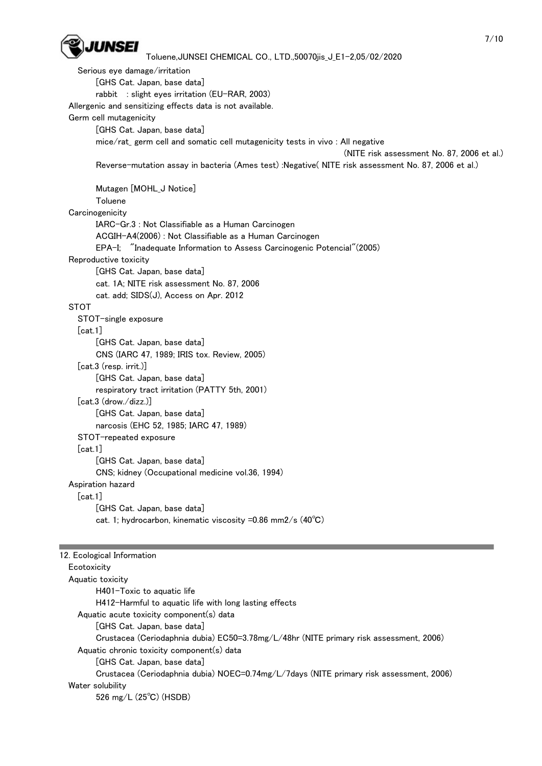Serious eye damage/irritation

[GHS Cat. Japan, base data]

rabbit : slight eyes irritation (EU-RAR, 2003)

Allergenic and sensitizing effects data is not available.

Germ cell mutagenicity

[GHS Cat. Japan, base data]

mice/rat_ germ cell and somatic cell mutagenicity tests in vivo : All negative (NITE risk assessment No. 87, 2006 et al.)

Reverse-mutation assay in bacteria (Ames test) :Negative( NITE risk assessment No. 87, 2006 et al.)

Mutagen [MOHL_J Notice]

Toluene

Carcinogenicity

IARC-Gr.3 : Not Classifiable as a Human Carcinogen

ACGIH-A4(2006) : Not Classifiable as a Human Carcinogen

EPA-I; "Inadequate Information to Assess Carcinogenic Potencial"(2005)

Reproductive toxicity

[GHS Cat. Japan, base data]

cat. 1A; NITE risk assessment No. 87, 2006

cat. add; SIDS(J), Access on Apr. 2012

STOT

STOT-single exposure

[cat.1]

[GHS Cat. Japan, base data]

CNS (IARC 47, 1989; IRIS tox. Review, 2005)

[cat.3 (resp. irrit.)]

[GHS Cat. Japan, base data]

respiratory tract irritation (PATTY 5th, 2001)

[cat.3 (drow./dizz.)]

[GHS Cat. Japan, base data]

narcosis (EHC 52, 1985; IARC 47, 1989)

STOT-repeated exposure

[cat.1]

[GHS Cat. Japan, base data]

CNS; kidney (Occupational medicine vol.36, 1994)

Aspiration hazard

[cat.1]

[GHS Cat. Japan, base data]

cat. 1; hydrocarbon, kinematic viscosity =0.86 mm2/s (40℃)

## 12. Ecological Information

Ecotoxicity

Aquatic toxicity

H401-Toxic to aquatic life

H412-Harmful to aquatic life with long lasting effects

Aquatic acute toxicity component(s) data

[GHS Cat. Japan, base data]

Crustacea (Ceriodaphnia dubia) EC50=3.78mg/L/48hr (NITE primary risk assessment, 2006)

Aquatic chronic toxicity component(s) data

[GHS Cat. Japan, base data]

Crustacea (Ceriodaphnia dubia) NOEC=0.74mg/L/7days (NITE primary risk assessment, 2006)

Water solubility

526 mg/L (25℃) (HSDB)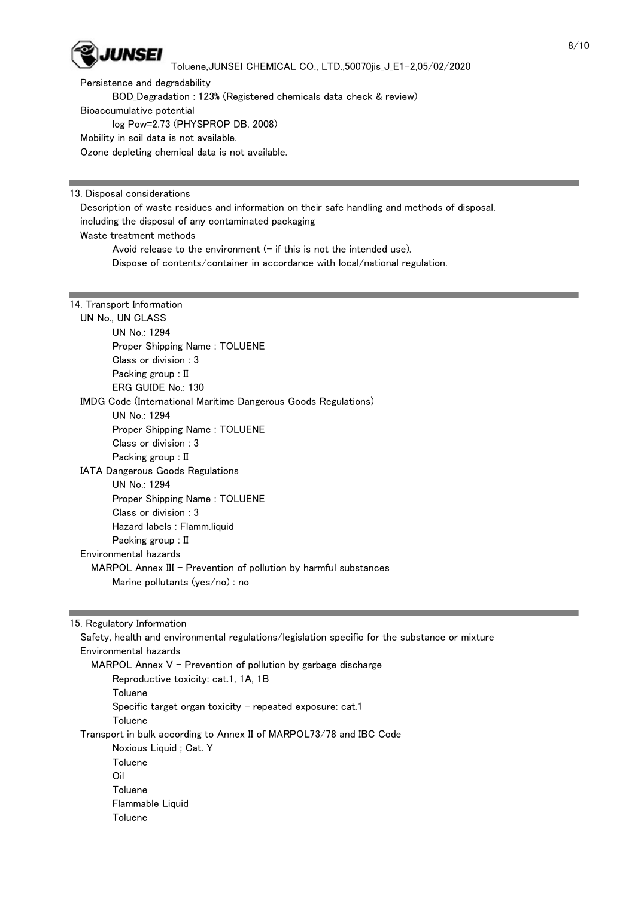Persistence and degradability

BOD_Degradation : 123% (Registered chemicals data check & review)

Bioaccumulative potential

log Pow=2.73 (PHYSPROP DB, 2008)

Mobility in soil data is not available.

Ozone depleting chemical data is not available.

## 13. Disposal considerations

Description of waste residues and information on their safe handling and methods of disposal, including the disposal of any contaminated packaging

Waste treatment methods

Avoid release to the environment (- if this is not the intended use).

Dispose of contents/container in accordance with local/national regulation.

## 14. Transport Information

UN No., UN CLASS

UN No.: 1294

Proper Shipping Name : TOLUENE

Class or division : 3

Packing group : II

ERG GUIDE No.: 130

IMDG Code (International Maritime Dangerous Goods Regulations)

UN No.: 1294

Proper Shipping Name : TOLUENE

Class or division : 3

Packing group : II

IATA Dangerous Goods Regulations

UN No.: 1294

Proper Shipping Name : TOLUENE

Class or division : 3

Hazard labels : Flamm.liquid

Packing group : II

Environmental hazards

MARPOL Annex III - Prevention of pollution by harmful substances

Marine pollutants (yes/no) : no

## 15. Regulatory Information

Safety, health and environmental regulations/legislation specific for the substance or mixture

Environmental hazards

MARPOL Annex V - Prevention of pollution by garbage discharge

Reproductive toxicity: cat.1, 1A, 1B

Toluene

Specific target organ toxicity - repeated exposure: cat.1

Toluene

Transport in bulk according to Annex II of MARPOL73/78 and IBC Code

Noxious Liquid ; Cat. Y

Toluene

Oil

Toluene

Flammable Liquid

Toluene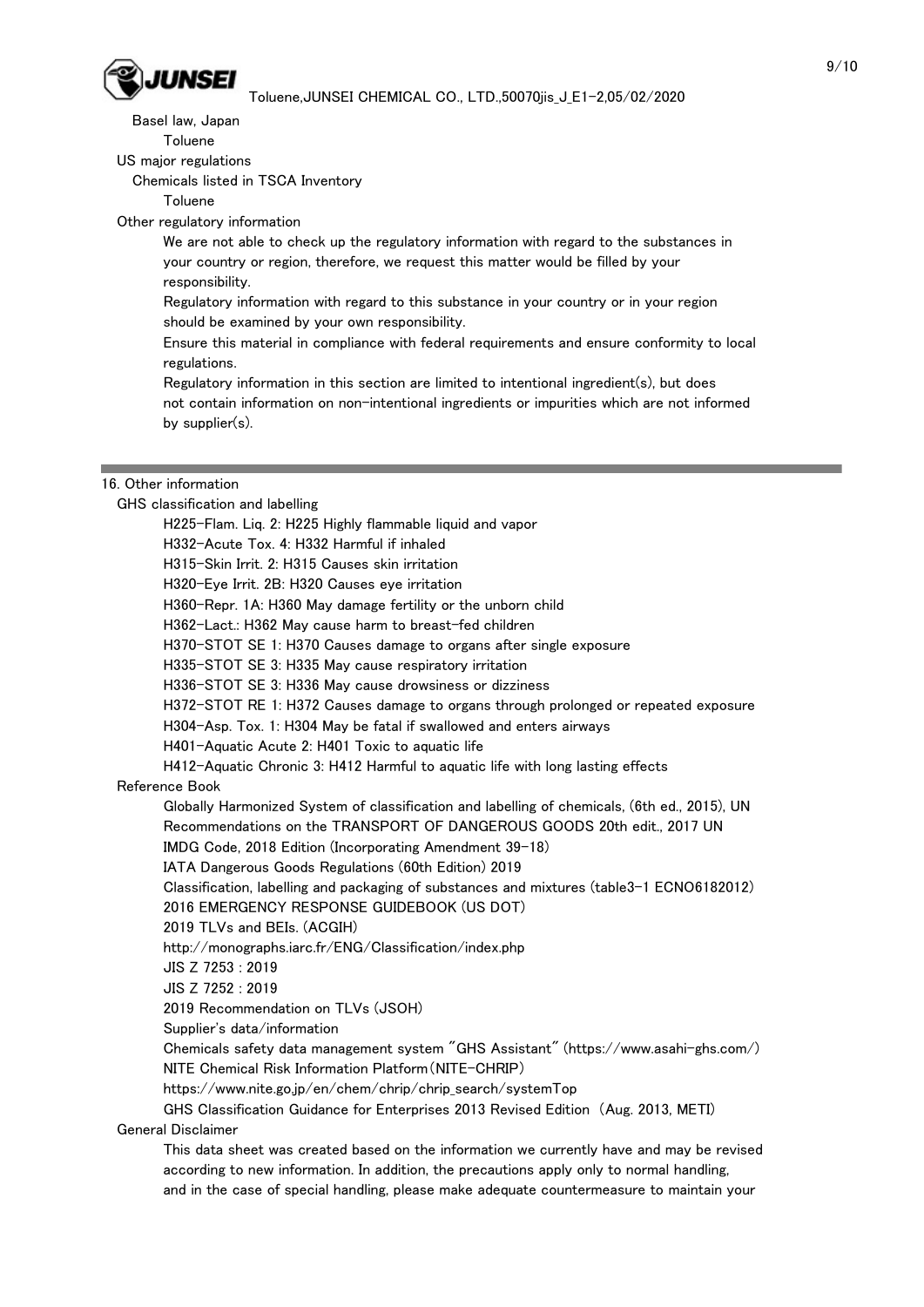Basel law, Japan

Toluene

US major regulations

Chemicals listed in TSCA Inventory

Toluene

Other regulatory information

We are not able to check up the regulatory information with regard to the substances in your country or region, therefore, we request this matter would be filled by your responsibility.

Regulatory information with regard to this substance in your country or in your region should be examined by your own responsibility.

Ensure this material in compliance with federal requirements and ensure conformity to local regulations.

Regulatory information in this section are limited to intentional ingredient(s), but does not contain information on non-intentional ingredients or impurities which are not informed by supplier(s).

---

## 16. Other information

GHS classification and labelling

- H225-Flam. Liq. 2: H225 Highly flammable liquid and vapor
- H332-Acute Tox. 4: H332 Harmful if inhaled
- H315-Skin Irrit. 2: H315 Causes skin irritation
- H320-Eye Irrit. 2B: H320 Causes eye irritation
- H360-Repr. 1A: H360 May damage fertility or the unborn child
- H362-Lact.: H362 May cause harm to breast-fed children
- H370-STOT SE 1: H370 Causes damage to organs after single exposure
- H335-STOT SE 3: H335 May cause respiratory irritation
- H336-STOT SE 3: H336 May cause drowsiness or dizziness
- H372-STOT RE 1: H372 Causes damage to organs through prolonged or repeated exposure
- H304-Asp. Tox. 1: H304 May be fatal if swallowed and enters airways
- H401-Aquatic Acute 2: H401 Toxic to aquatic life
- H412-Aquatic Chronic 3: H412 Harmful to aquatic life with long lasting effects

Reference Book

- Globally Harmonized System of classification and labelling of chemicals, (6th ed., 2015), UN
- Recommendations on the TRANSPORT OF DANGEROUS GOODS 20th edit., 2017 UN
- IMDG Code, 2018 Edition (Incorporating Amendment 39-18)
- IATA Dangerous Goods Regulations (60th Edition) 2019
- Classification, labelling and packaging of substances and mixtures (table3-1 ECNO6182012)
- 2016 EMERGENCY RESPONSE GUIDEBOOK (US DOT)
- 2019 TLVs and BEIs. (ACGIH)
- http://monographs.iarc.fr/ENG/Classification/index.php
- JIS Z 7253 : 2019
- JIS Z 7252 : 2019
- 2019 Recommendation on TLVs (JSOH)
- Supplier's data/information
- Chemicals safety data management system "GHS Assistant" (https://www.asahi-ghs.com/)
- NITE Chemical Risk Information Platform(NITE-CHRIP)
- https://www.nite.go.jp/en/chem/chrip/chrip_search/systemTop
- GHS Classification Guidance for Enterprises 2013 Revised Edition (Aug. 2013, METI)

General Disclaimer

This data sheet was created based on the information we currently have and may be revised according to new information. In addition, the precautions apply only to normal handling, and in the case of special handling, please make adequate countermeasure to maintain your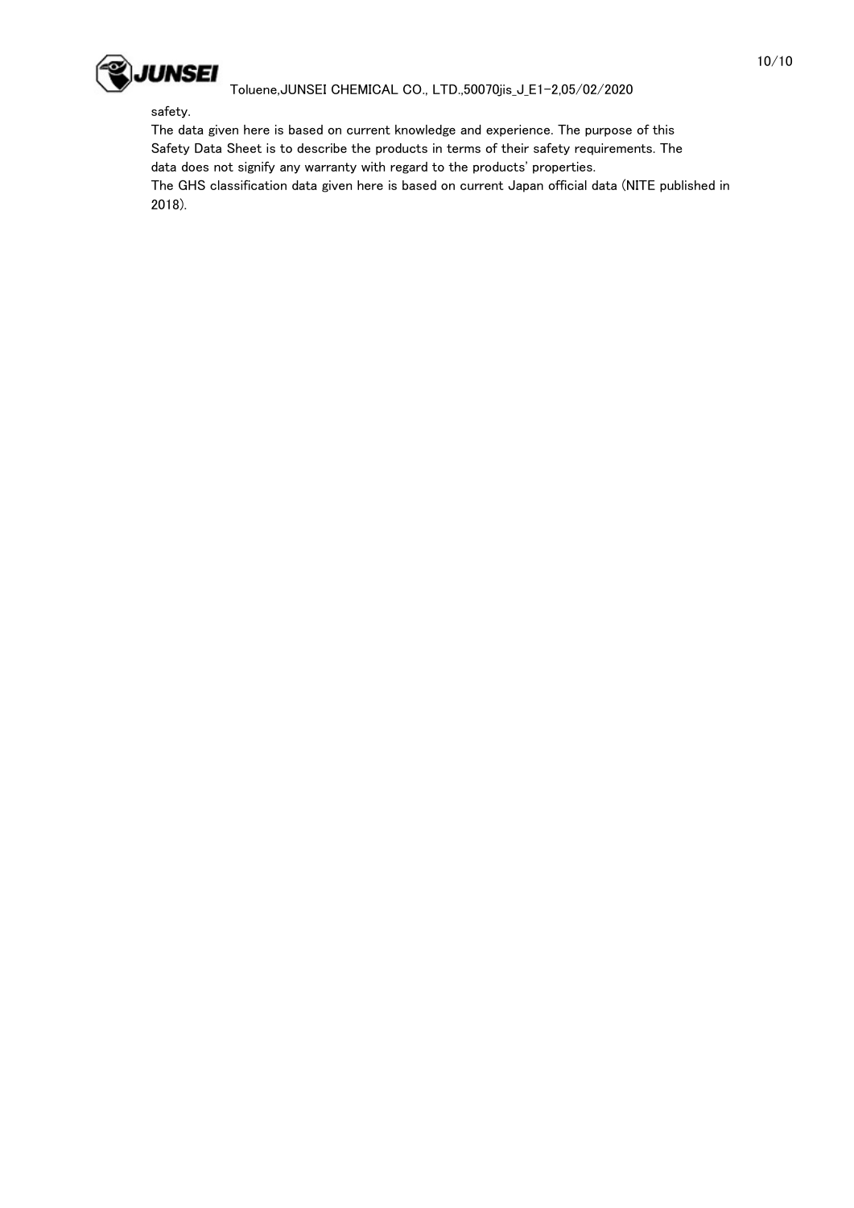safety.

The data given here is based on current knowledge and experience. The purpose of this Safety Data Sheet is to describe the products in terms of their safety requirements. The data does not signify any warranty with regard to the products' properties.

The GHS classification data given here is based on current Japan official data (NITE published in 2018).